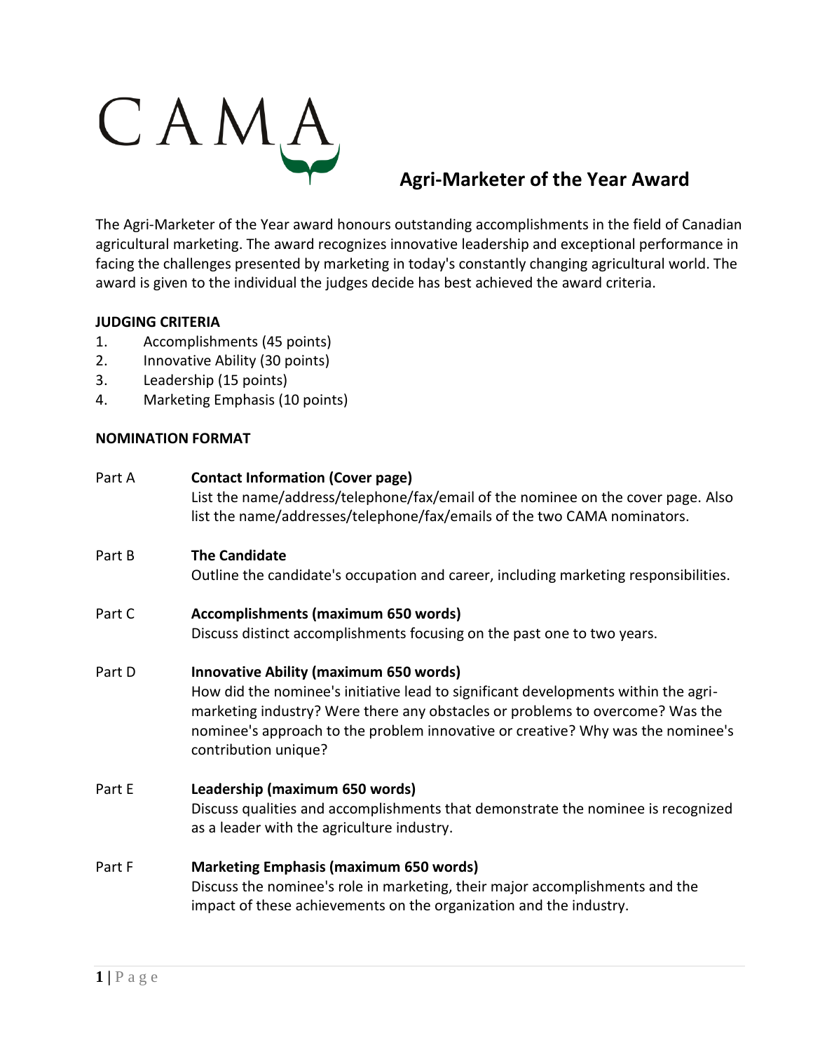CAMA

# Agri-Marketer of the Year Award

The Agri-Marketer of the Year award honours outstanding accomplishments in the field of Canadian agricultural marketing. The award recognizes innovative leadership and exceptional performance in facing the challenges presented by marketing in today's constantly changing agricultural world. The award is given to the individual the judges decide has best achieved the award criteria.

**JUDGING CRITERIA**

1. Accomplishments (45 points)
2. Innovative Ability (30 points)
3. Leadership (15 points)
4. Marketing Emphasis (10 points)

**NOMINATION FORMAT**

Part A **Contact Information (Cover page)**
List the name/address/telephone/fax/email of the nominee on the cover page. Also list the name/addresses/telephone/fax/emails of the two CAMA nominators.

Part B **The Candidate**
Outline the candidate's occupation and career, including marketing responsibilities.

Part C **Accomplishments (maximum 650 words)**
Discuss distinct accomplishments focusing on the past one to two years.

Part D **Innovative Ability (maximum 650 words)**
How did the nominee's initiative lead to significant developments within the agri-marketing industry? Were there any obstacles or problems to overcome? Was the nominee's approach to the problem innovative or creative? Why was the nominee's contribution unique?

Part E **Leadership (maximum 650 words)**
Discuss qualities and accomplishments that demonstrate the nominee is recognized as a leader with the agriculture industry.

Part F **Marketing Emphasis (maximum 650 words)**
Discuss the nominee's role in marketing, their major accomplishments and the impact of these achievements on the organization and the industry.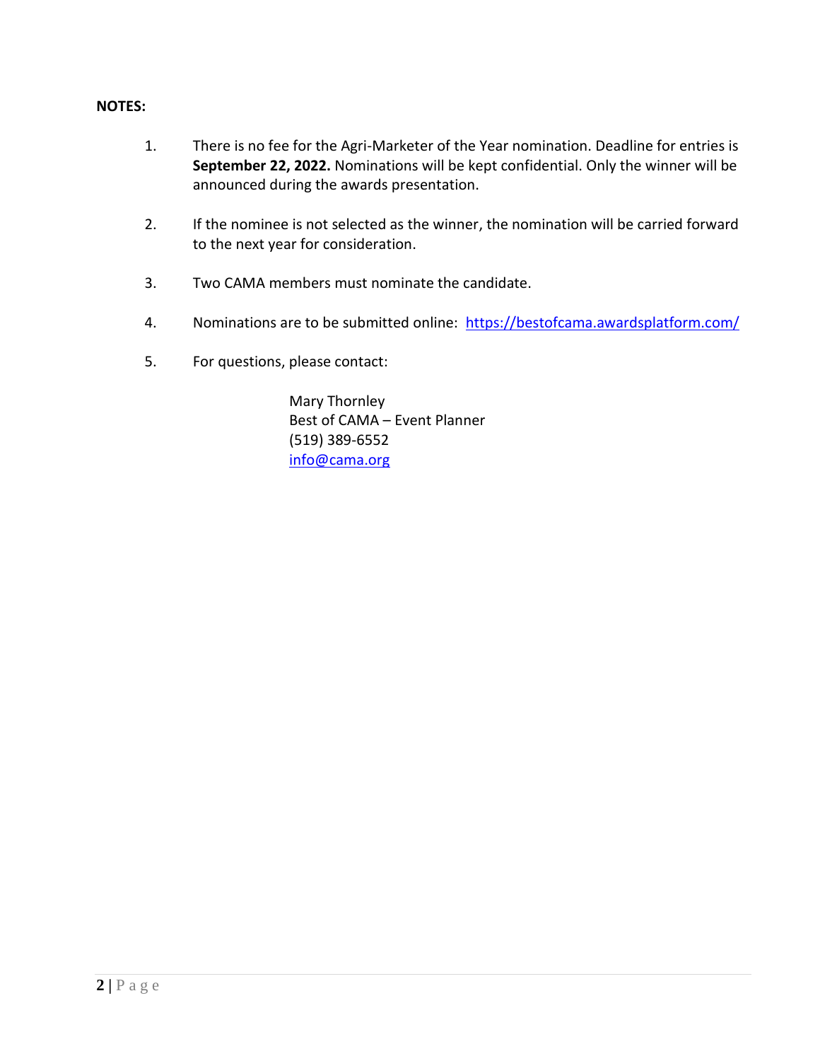**NOTES:**

1. There is no fee for the Agri-Marketer of the Year nomination. Deadline for entries is **September 22, 2022.** Nominations will be kept confidential. Only the winner will be announced during the awards presentation.

2. If the nominee is not selected as the winner, the nomination will be carried forward to the next year for consideration.

3. Two CAMA members must nominate the candidate.

4. Nominations are to be submitted online: https://bestofcama.awardsplatform.com/

5. For questions, please contact:

   Mary Thornley
   Best of CAMA – Event Planner
   (519) 389-6552
   info@cama.org